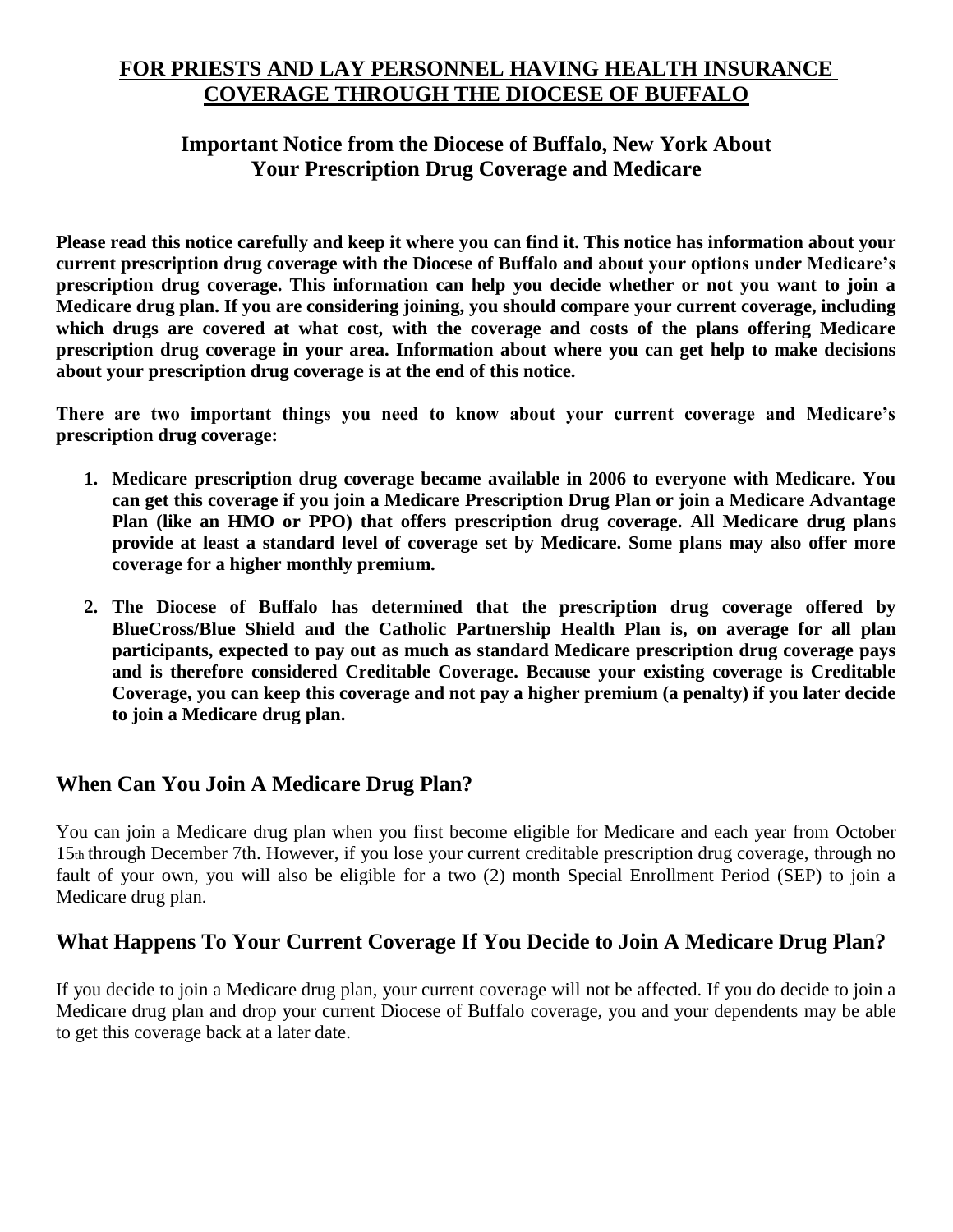# FOR PRIESTS AND LAY PERSONNEL HAVING HEALTH INSURANCE COVERAGE THROUGH THE DIOCESE OF BUFFALO

## Important Notice from the Diocese of Buffalo, New York About Your Prescription Drug Coverage and Medicare

**Please read this notice carefully and keep it where you can find it. This notice has information about your current prescription drug coverage with the Diocese of Buffalo and about your options under Medicare's prescription drug coverage. This information can help you decide whether or not you want to join a Medicare drug plan. If you are considering joining, you should compare your current coverage, including which drugs are covered at what cost, with the coverage and costs of the plans offering Medicare prescription drug coverage in your area. Information about where you can get help to make decisions about your prescription drug coverage is at the end of this notice.**

**There are two important things you need to know about your current coverage and Medicare's prescription drug coverage:**

1. **Medicare prescription drug coverage became available in 2006 to everyone with Medicare. You can get this coverage if you join a Medicare Prescription Drug Plan or join a Medicare Advantage Plan (like an HMO or PPO) that offers prescription drug coverage. All Medicare drug plans provide at least a standard level of coverage set by Medicare. Some plans may also offer more coverage for a higher monthly premium.**
2. **The Diocese of Buffalo has determined that the prescription drug coverage offered by BlueCross/Blue Shield and the Catholic Partnership Health Plan is, on average for all plan participants, expected to pay out as much as standard Medicare prescription drug coverage pays and is therefore considered Creditable Coverage. Because your existing coverage is Creditable Coverage, you can keep this coverage and not pay a higher premium (a penalty) if you later decide to join a Medicare drug plan.**

## When Can You Join A Medicare Drug Plan?

You can join a Medicare drug plan when you first become eligible for Medicare and each year from October 15th through December 7th. However, if you lose your current creditable prescription drug coverage, through no fault of your own, you will also be eligible for a two (2) month Special Enrollment Period (SEP) to join a Medicare drug plan.

## What Happens To Your Current Coverage If You Decide to Join A Medicare Drug Plan?

If you decide to join a Medicare drug plan, your current coverage will not be affected. If you do decide to join a Medicare drug plan and drop your current Diocese of Buffalo coverage, you and your dependents may be able to get this coverage back at a later date.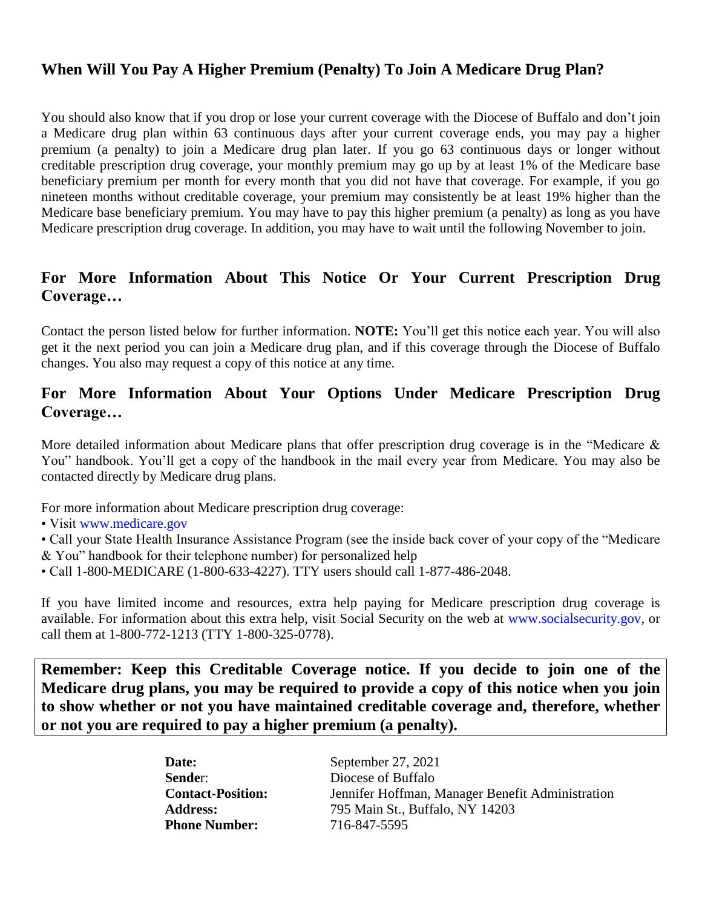## When Will You Pay A Higher Premium (Penalty) To Join A Medicare Drug Plan?

You should also know that if you drop or lose your current coverage with the Diocese of Buffalo and don't join a Medicare drug plan within 63 continuous days after your current coverage ends, you may pay a higher premium (a penalty) to join a Medicare drug plan later. If you go 63 continuous days or longer without creditable prescription drug coverage, your monthly premium may go up by at least 1% of the Medicare base beneficiary premium per month for every month that you did not have that coverage. For example, if you go nineteen months without creditable coverage, your premium may consistently be at least 19% higher than the Medicare base beneficiary premium. You may have to pay this higher premium (a penalty) as long as you have Medicare prescription drug coverage. In addition, you may have to wait until the following November to join.

## For More Information About This Notice Or Your Current Prescription Drug Coverage…

Contact the person listed below for further information. **NOTE:** You'll get this notice each year. You will also get it the next period you can join a Medicare drug plan, and if this coverage through the Diocese of Buffalo changes. You also may request a copy of this notice at any time.

## For More Information About Your Options Under Medicare Prescription Drug Coverage…

More detailed information about Medicare plans that offer prescription drug coverage is in the "Medicare & You" handbook. You'll get a copy of the handbook in the mail every year from Medicare. You may also be contacted directly by Medicare drug plans.

For more information about Medicare prescription drug coverage:

- Visit www.medicare.gov
- Call your State Health Insurance Assistance Program (see the inside back cover of your copy of the "Medicare & You" handbook for their telephone number) for personalized help
- Call 1-800-MEDICARE (1-800-633-4227). TTY users should call 1-877-486-2048.

If you have limited income and resources, extra help paying for Medicare prescription drug coverage is available. For information about this extra help, visit Social Security on the web at www.socialsecurity.gov, or call them at 1-800-772-1213 (TTY 1-800-325-0778).

**Remember: Keep this Creditable Coverage notice. If you decide to join one of the Medicare drug plans, you may be required to provide a copy of this notice when you join to show whether or not you have maintained creditable coverage and, therefore, whether or not you are required to pay a higher premium (a penalty).**

| | |
|---|---|
| **Date:** | September 27, 2021 |
| **Sender**: | Diocese of Buffalo |
| **Contact-Position:** | Jennifer Hoffman, Manager Benefit Administration |
| **Address:** | 795 Main St., Buffalo, NY 14203 |
| **Phone Number:** | 716-847-5595 |